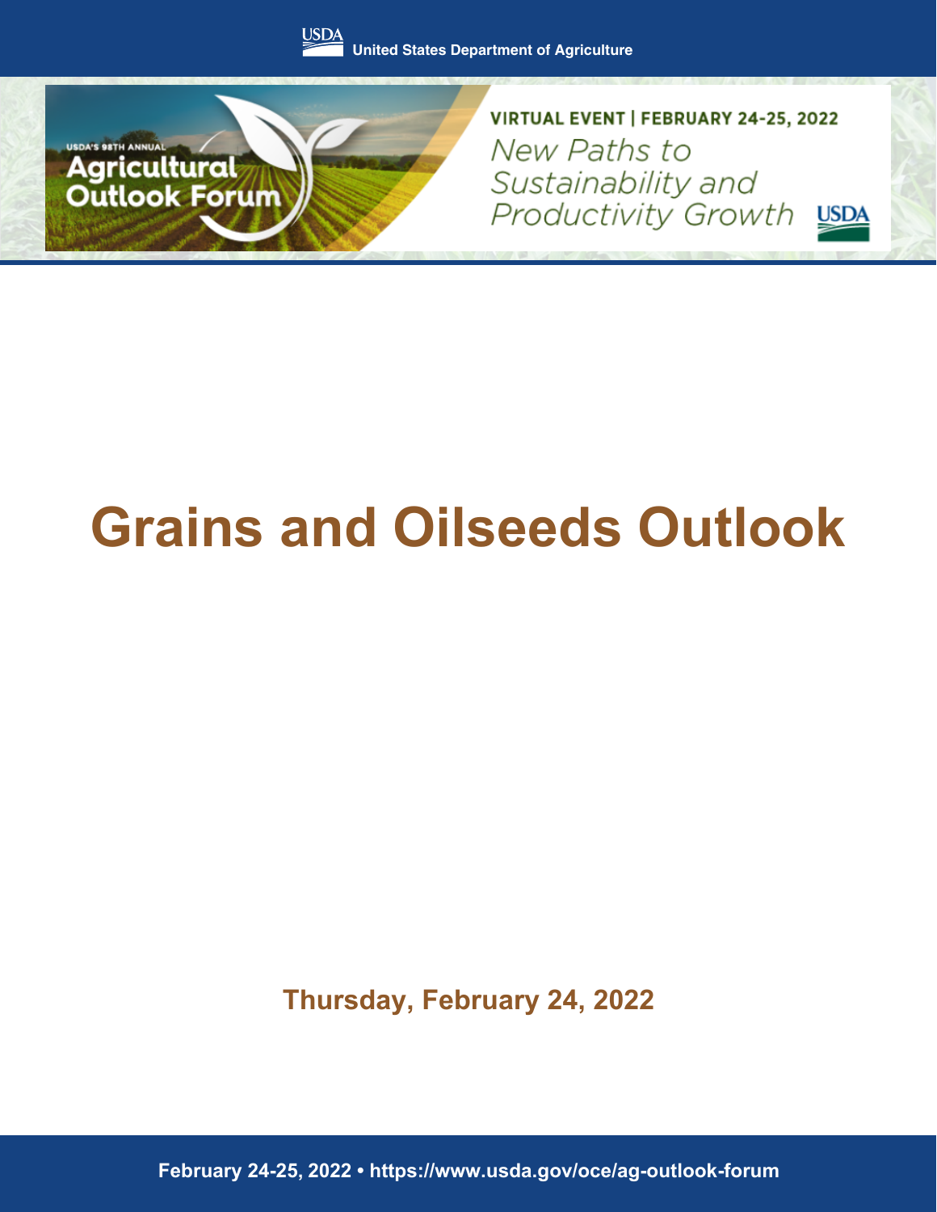United States Department of Agriculture

USDA's 98th Annual Agricultural Outlook Forum

VIRTUAL EVENT | FEBRUARY 24-25, 2022

*New Paths to Sustainability and Productivity Growth*

# Grains and Oilseeds Outlook

**Thursday, February 24, 2022**

February 24-25, 2022 • https://www.usda.gov/oce/ag-outlook-forum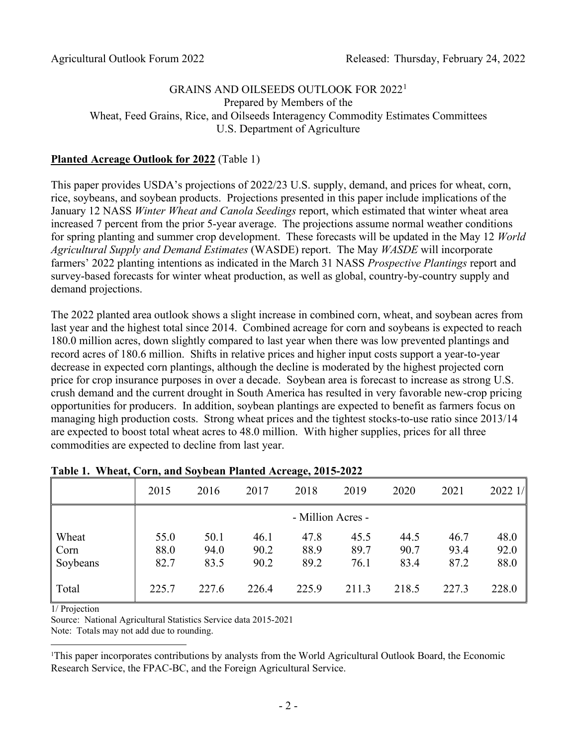Agricultural Outlook Forum 2022 Released: Thursday, February 24, 2022

# GRAINS AND OILSEEDS OUTLOOK FOR 2022[1]

Prepared by Members of the
Wheat, Feed Grains, Rice, and Oilseeds Interagency Commodity Estimates Committees
U.S. Department of Agriculture

## **Planted Acreage Outlook for 2022** (Table 1)

This paper provides USDA's projections of 2022/23 U.S. supply, demand, and prices for wheat, corn, rice, soybeans, and soybean products. Projections presented in this paper include implications of the January 12 NASS *Winter Wheat and Canola Seedings* report, which estimated that winter wheat area increased 7 percent from the prior 5-year average. The projections assume normal weather conditions for spring planting and summer crop development. These forecasts will be updated in the May 12 *World Agricultural Supply and Demand Estimates* (WASDE) report. The May *WASDE* will incorporate farmers' 2022 planting intentions as indicated in the March 31 NASS *Prospective Plantings* report and survey-based forecasts for winter wheat production, as well as global, country-by-country supply and demand projections.

The 2022 planted area outlook shows a slight increase in combined corn, wheat, and soybean acres from last year and the highest total since 2014. Combined acreage for corn and soybeans is expected to reach 180.0 million acres, down slightly compared to last year when there was low prevented plantings and record acres of 180.6 million. Shifts in relative prices and higher input costs support a year-to-year decrease in expected corn plantings, although the decline is moderated by the highest projected corn price for crop insurance purposes in over a decade. Soybean area is forecast to increase as strong U.S. crush demand and the current drought in South America has resulted in very favorable new-crop pricing opportunities for producers. In addition, soybean plantings are expected to benefit as farmers focus on managing high production costs. Strong wheat prices and the tightest stocks-to-use ratio since 2013/14 are expected to boost total wheat acres to 48.0 million. With higher supplies, prices for all three commodities are expected to decline from last year.

**Table 1. Wheat, Corn, and Soybean Planted Acreage, 2015-2022**

| | 2015 | 2016 | 2017 | 2018 | 2019 | 2020 | 2021 | 2022 1/ |
|---|---|---|---|---|---|---|---|---|
| | - Million Acres - | | | | | | | |
| Wheat | 55.0 | 50.1 | 46.1 | 47.8 | 45.5 | 44.5 | 46.7 | 48.0 |
| Corn | 88.0 | 94.0 | 90.2 | 88.9 | 89.7 | 90.7 | 93.4 | 92.0 |
| Soybeans | 82.7 | 83.5 | 90.2 | 89.2 | 76.1 | 83.4 | 87.2 | 88.0 |
| Total | 225.7 | 227.6 | 226.4 | 225.9 | 211.3 | 218.5 | 227.3 | 228.0 |

1/ Projection
Source: National Agricultural Statistics Service data 2015-2021
Note: Totals may not add due to rounding.

[1] This paper incorporates contributions by analysts from the World Agricultural Outlook Board, the Economic Research Service, the FPAC-BC, and the Foreign Agricultural Service.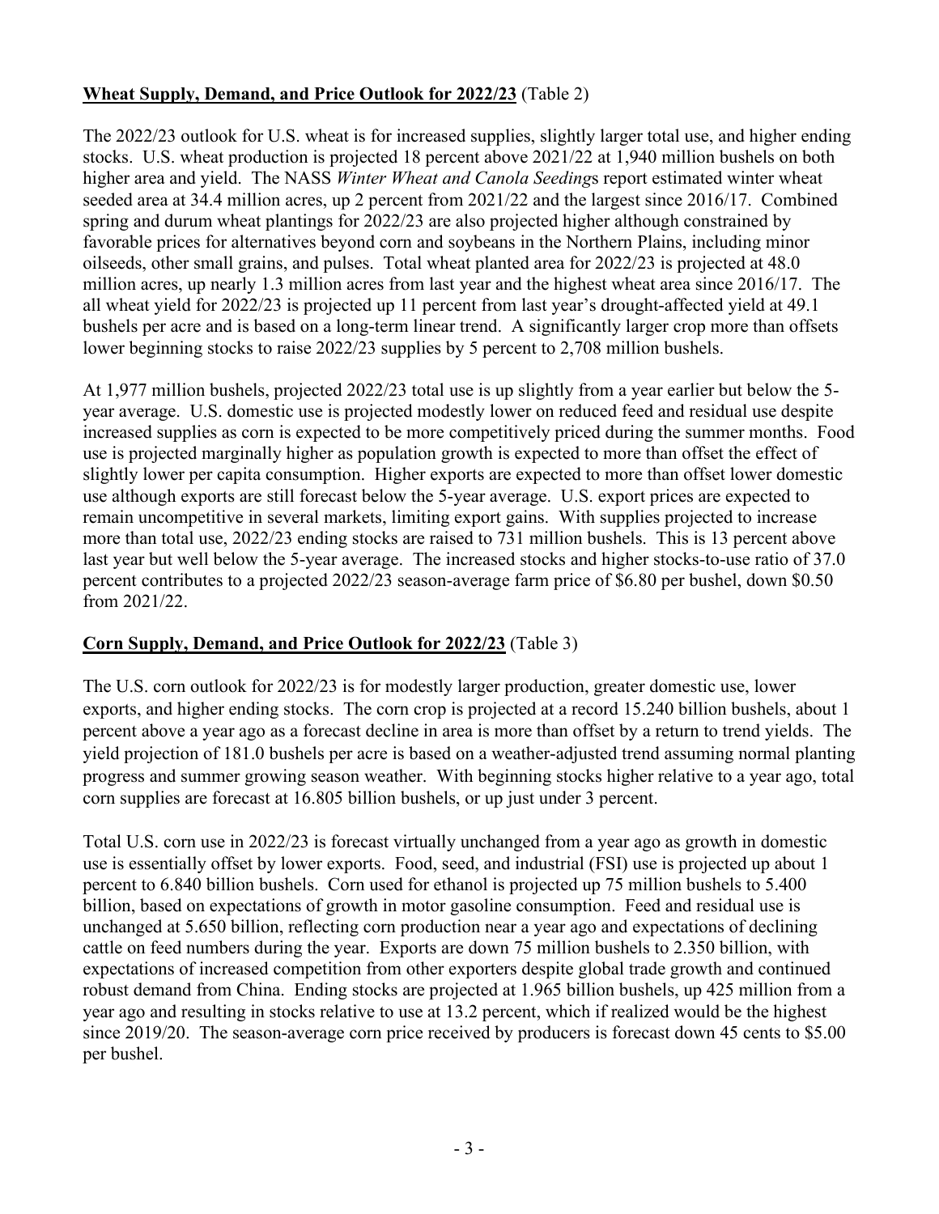**Wheat Supply, Demand, and Price Outlook for 2022/23** (Table 2)

The 2022/23 outlook for U.S. wheat is for increased supplies, slightly larger total use, and higher ending stocks. U.S. wheat production is projected 18 percent above 2021/22 at 1,940 million bushels on both higher area and yield. The NASS *Winter Wheat and Canola Seedings* report estimated winter wheat seeded area at 34.4 million acres, up 2 percent from 2021/22 and the largest since 2016/17. Combined spring and durum wheat plantings for 2022/23 are also projected higher although constrained by favorable prices for alternatives beyond corn and soybeans in the Northern Plains, including minor oilseeds, other small grains, and pulses. Total wheat planted area for 2022/23 is projected at 48.0 million acres, up nearly 1.3 million acres from last year and the highest wheat area since 2016/17. The all wheat yield for 2022/23 is projected up 11 percent from last year's drought-affected yield at 49.1 bushels per acre and is based on a long-term linear trend. A significantly larger crop more than offsets lower beginning stocks to raise 2022/23 supplies by 5 percent to 2,708 million bushels.

At 1,977 million bushels, projected 2022/23 total use is up slightly from a year earlier but below the 5-year average. U.S. domestic use is projected modestly lower on reduced feed and residual use despite increased supplies as corn is expected to be more competitively priced during the summer months. Food use is projected marginally higher as population growth is expected to more than offset the effect of slightly lower per capita consumption. Higher exports are expected to more than offset lower domestic use although exports are still forecast below the 5-year average. U.S. export prices are expected to remain uncompetitive in several markets, limiting export gains. With supplies projected to increase more than total use, 2022/23 ending stocks are raised to 731 million bushels. This is 13 percent above last year but well below the 5-year average. The increased stocks and higher stocks-to-use ratio of 37.0 percent contributes to a projected 2022/23 season-average farm price of $6.80 per bushel, down $0.50 from 2021/22.

**Corn Supply, Demand, and Price Outlook for 2022/23** (Table 3)

The U.S. corn outlook for 2022/23 is for modestly larger production, greater domestic use, lower exports, and higher ending stocks. The corn crop is projected at a record 15.240 billion bushels, about 1 percent above a year ago as a forecast decline in area is more than offset by a return to trend yields. The yield projection of 181.0 bushels per acre is based on a weather-adjusted trend assuming normal planting progress and summer growing season weather. With beginning stocks higher relative to a year ago, total corn supplies are forecast at 16.805 billion bushels, or up just under 3 percent.

Total U.S. corn use in 2022/23 is forecast virtually unchanged from a year ago as growth in domestic use is essentially offset by lower exports. Food, seed, and industrial (FSI) use is projected up about 1 percent to 6.840 billion bushels. Corn used for ethanol is projected up 75 million bushels to 5.400 billion, based on expectations of growth in motor gasoline consumption. Feed and residual use is unchanged at 5.650 billion, reflecting corn production near a year ago and expectations of declining cattle on feed numbers during the year. Exports are down 75 million bushels to 2.350 billion, with expectations of increased competition from other exporters despite global trade growth and continued robust demand from China. Ending stocks are projected at 1.965 billion bushels, up 425 million from a year ago and resulting in stocks relative to use at 13.2 percent, which if realized would be the highest since 2019/20. The season-average corn price received by producers is forecast down 45 cents to $5.00 per bushel.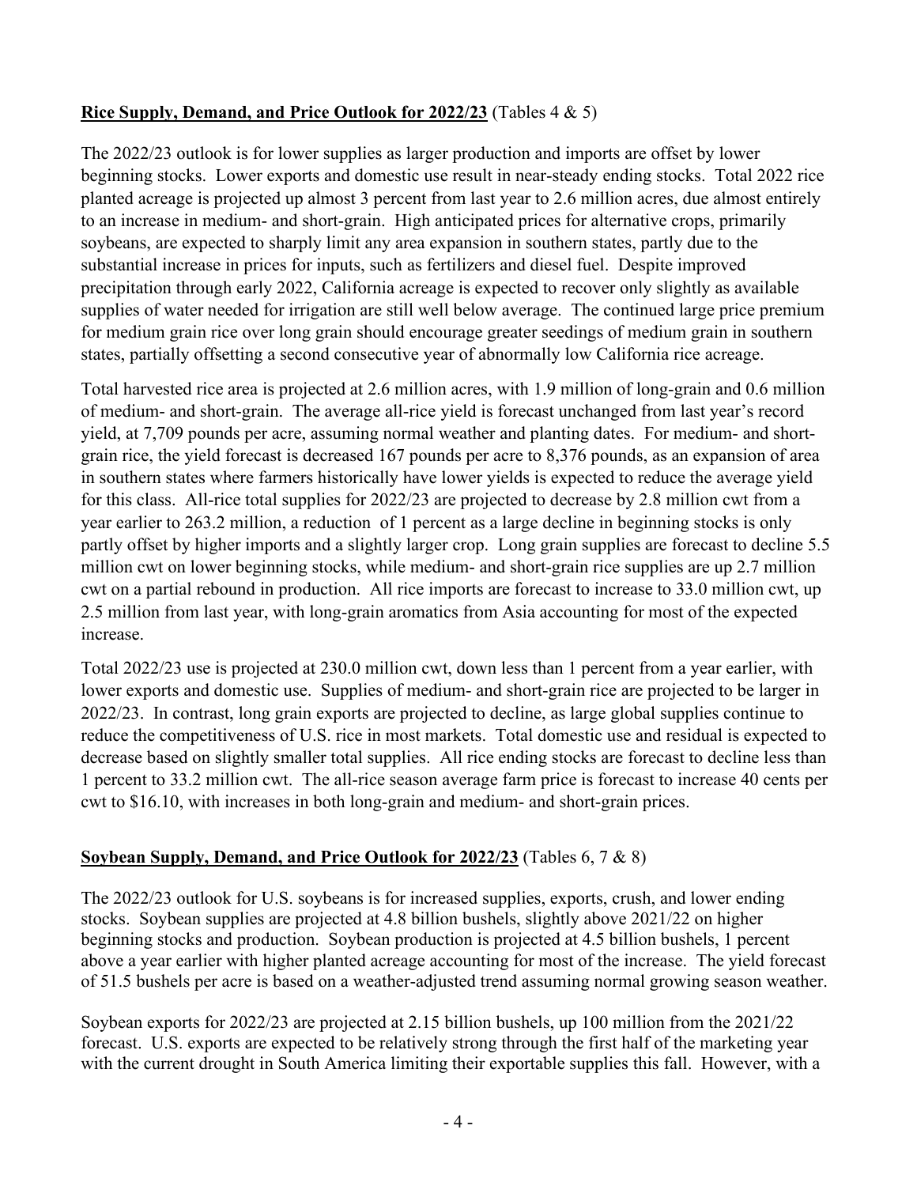**Rice Supply, Demand, and Price Outlook for 2022/23** (Tables 4 & 5)

The 2022/23 outlook is for lower supplies as larger production and imports are offset by lower beginning stocks. Lower exports and domestic use result in near-steady ending stocks. Total 2022 rice planted acreage is projected up almost 3 percent from last year to 2.6 million acres, due almost entirely to an increase in medium- and short-grain. High anticipated prices for alternative crops, primarily soybeans, are expected to sharply limit any area expansion in southern states, partly due to the substantial increase in prices for inputs, such as fertilizers and diesel fuel. Despite improved precipitation through early 2022, California acreage is expected to recover only slightly as available supplies of water needed for irrigation are still well below average. The continued large price premium for medium grain rice over long grain should encourage greater seedings of medium grain in southern states, partially offsetting a second consecutive year of abnormally low California rice acreage.

Total harvested rice area is projected at 2.6 million acres, with 1.9 million of long-grain and 0.6 million of medium- and short-grain. The average all-rice yield is forecast unchanged from last year's record yield, at 7,709 pounds per acre, assuming normal weather and planting dates. For medium- and short-grain rice, the yield forecast is decreased 167 pounds per acre to 8,376 pounds, as an expansion of area in southern states where farmers historically have lower yields is expected to reduce the average yield for this class. All-rice total supplies for 2022/23 are projected to decrease by 2.8 million cwt from a year earlier to 263.2 million, a reduction of 1 percent as a large decline in beginning stocks is only partly offset by higher imports and a slightly larger crop. Long grain supplies are forecast to decline 5.5 million cwt on lower beginning stocks, while medium- and short-grain rice supplies are up 2.7 million cwt on a partial rebound in production. All rice imports are forecast to increase to 33.0 million cwt, up 2.5 million from last year, with long-grain aromatics from Asia accounting for most of the expected increase.

Total 2022/23 use is projected at 230.0 million cwt, down less than 1 percent from a year earlier, with lower exports and domestic use. Supplies of medium- and short-grain rice are projected to be larger in 2022/23. In contrast, long grain exports are projected to decline, as large global supplies continue to reduce the competitiveness of U.S. rice in most markets. Total domestic use and residual is expected to decrease based on slightly smaller total supplies. All rice ending stocks are forecast to decline less than 1 percent to 33.2 million cwt. The all-rice season average farm price is forecast to increase 40 cents per cwt to $16.10, with increases in both long-grain and medium- and short-grain prices.

**Soybean Supply, Demand, and Price Outlook for 2022/23** (Tables 6, 7 & 8)

The 2022/23 outlook for U.S. soybeans is for increased supplies, exports, crush, and lower ending stocks. Soybean supplies are projected at 4.8 billion bushels, slightly above 2021/22 on higher beginning stocks and production. Soybean production is projected at 4.5 billion bushels, 1 percent above a year earlier with higher planted acreage accounting for most of the increase. The yield forecast of 51.5 bushels per acre is based on a weather-adjusted trend assuming normal growing season weather.

Soybean exports for 2022/23 are projected at 2.15 billion bushels, up 100 million from the 2021/22 forecast. U.S. exports are expected to be relatively strong through the first half of the marketing year with the current drought in South America limiting their exportable supplies this fall. However, with a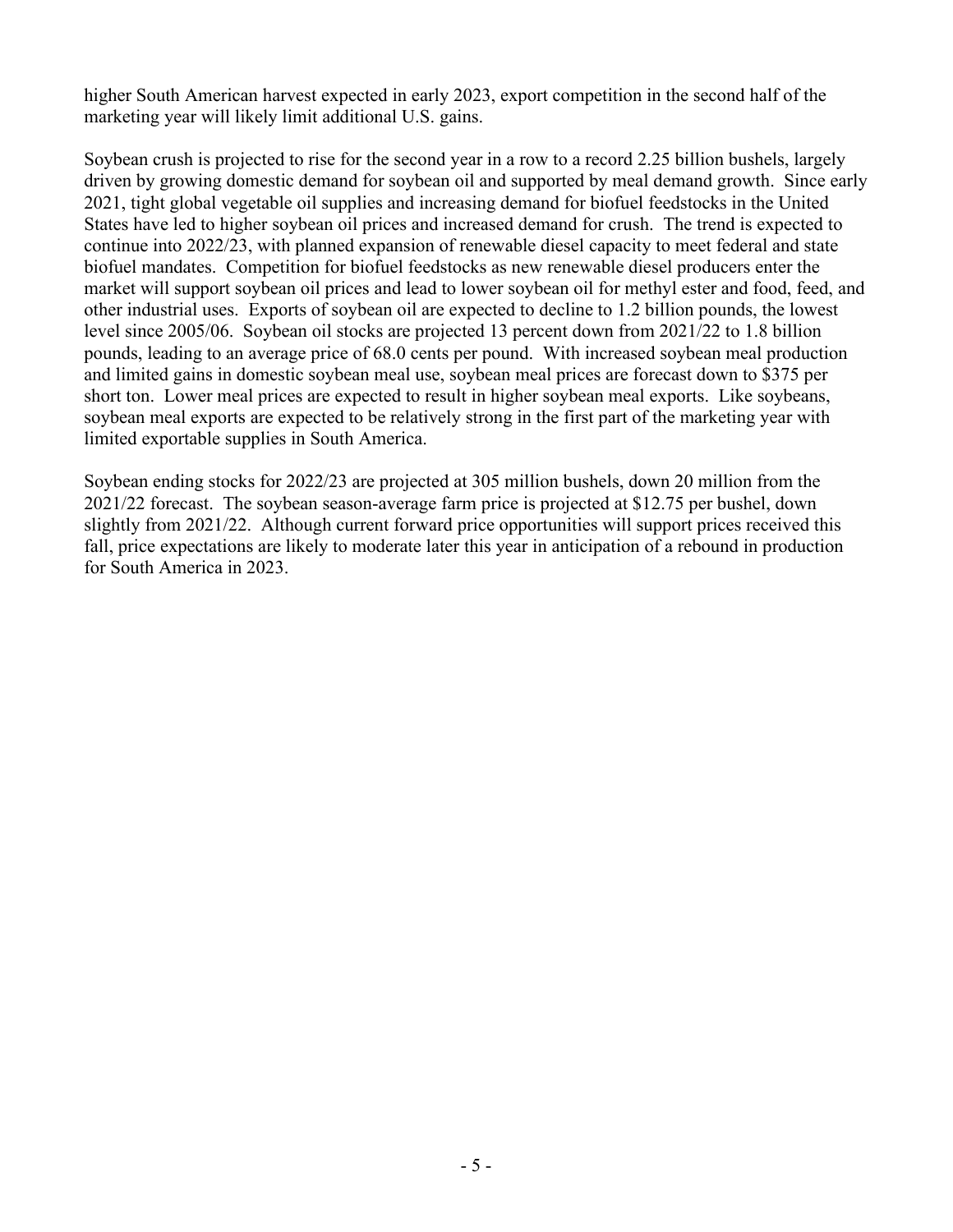higher South American harvest expected in early 2023, export competition in the second half of the marketing year will likely limit additional U.S. gains.

Soybean crush is projected to rise for the second year in a row to a record 2.25 billion bushels, largely driven by growing domestic demand for soybean oil and supported by meal demand growth. Since early 2021, tight global vegetable oil supplies and increasing demand for biofuel feedstocks in the United States have led to higher soybean oil prices and increased demand for crush. The trend is expected to continue into 2022/23, with planned expansion of renewable diesel capacity to meet federal and state biofuel mandates. Competition for biofuel feedstocks as new renewable diesel producers enter the market will support soybean oil prices and lead to lower soybean oil for methyl ester and food, feed, and other industrial uses. Exports of soybean oil are expected to decline to 1.2 billion pounds, the lowest level since 2005/06. Soybean oil stocks are projected 13 percent down from 2021/22 to 1.8 billion pounds, leading to an average price of 68.0 cents per pound. With increased soybean meal production and limited gains in domestic soybean meal use, soybean meal prices are forecast down to $375 per short ton. Lower meal prices are expected to result in higher soybean meal exports. Like soybeans, soybean meal exports are expected to be relatively strong in the first part of the marketing year with limited exportable supplies in South America.

Soybean ending stocks for 2022/23 are projected at 305 million bushels, down 20 million from the 2021/22 forecast. The soybean season-average farm price is projected at $12.75 per bushel, down slightly from 2021/22. Although current forward price opportunities will support prices received this fall, price expectations are likely to moderate later this year in anticipation of a rebound in production for South America in 2023.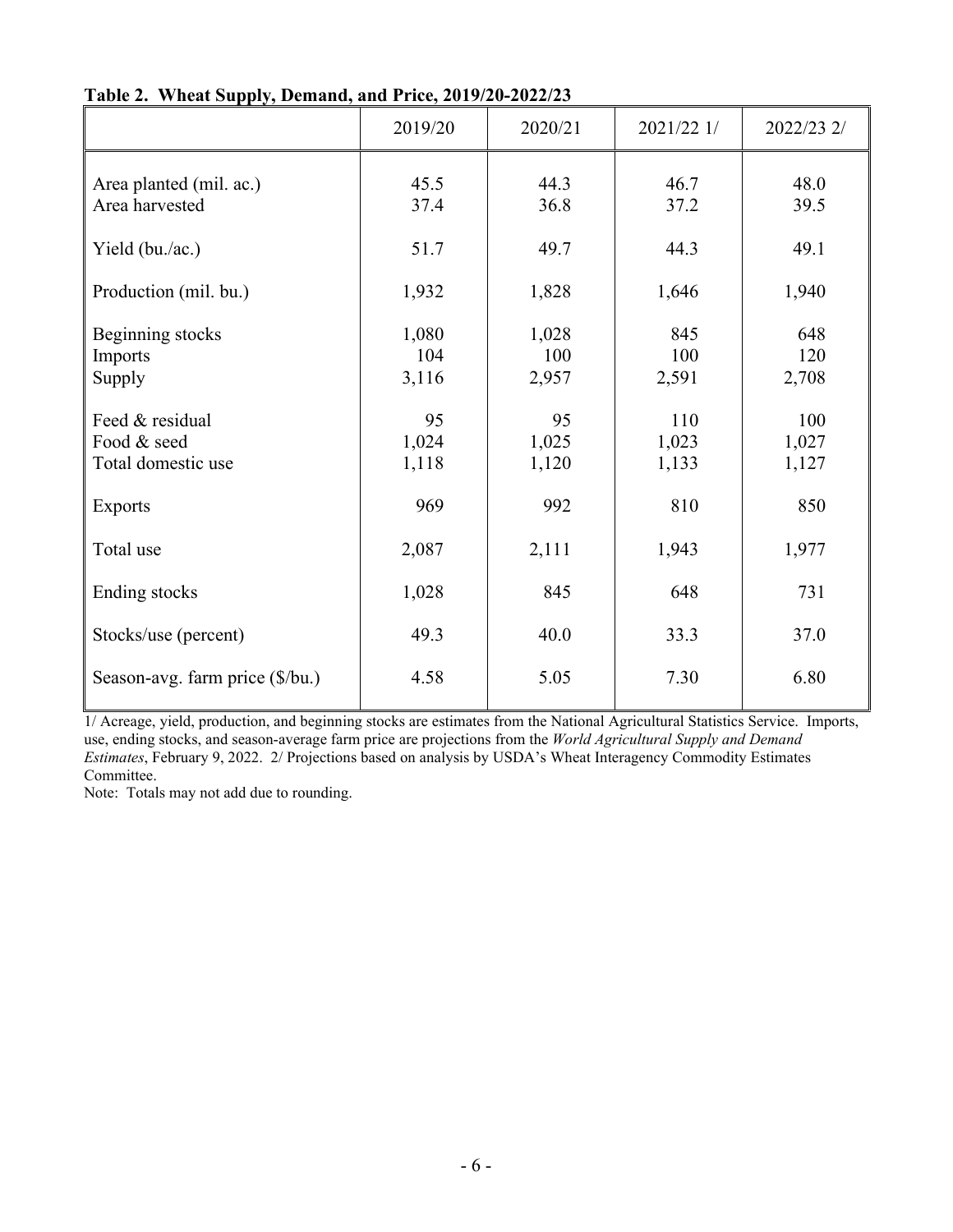**Table 2. Wheat Supply, Demand, and Price, 2019/20-2022/23**

| | 2019/20 | 2020/21 | 2021/22 1/ | 2022/23 2/ |
|---|---|---|---|---|
| Area planted (mil. ac.) | 45.5 | 44.3 | 46.7 | 48.0 |
| Area harvested | 37.4 | 36.8 | 37.2 | 39.5 |
| Yield (bu./ac.) | 51.7 | 49.7 | 44.3 | 49.1 |
| Production (mil. bu.) | 1,932 | 1,828 | 1,646 | 1,940 |
| Beginning stocks | 1,080 | 1,028 | 845 | 648 |
| Imports | 104 | 100 | 100 | 120 |
| Supply | 3,116 | 2,957 | 2,591 | 2,708 |
| Feed & residual | 95 | 95 | 110 | 100 |
| Food & seed | 1,024 | 1,025 | 1,023 | 1,027 |
| Total domestic use | 1,118 | 1,120 | 1,133 | 1,127 |
| Exports | 969 | 992 | 810 | 850 |
| Total use | 2,087 | 2,111 | 1,943 | 1,977 |
| Ending stocks | 1,028 | 845 | 648 | 731 |
| Stocks/use (percent) | 49.3 | 40.0 | 33.3 | 37.0 |
| Season-avg. farm price ($/bu.) | 4.58 | 5.05 | 7.30 | 6.80 |

1/ Acreage, yield, production, and beginning stocks are estimates from the National Agricultural Statistics Service. Imports, use, ending stocks, and season-average farm price are projections from the *World Agricultural Supply and Demand Estimates*, February 9, 2022. 2/ Projections based on analysis by USDA's Wheat Interagency Commodity Estimates Committee.

Note: Totals may not add due to rounding.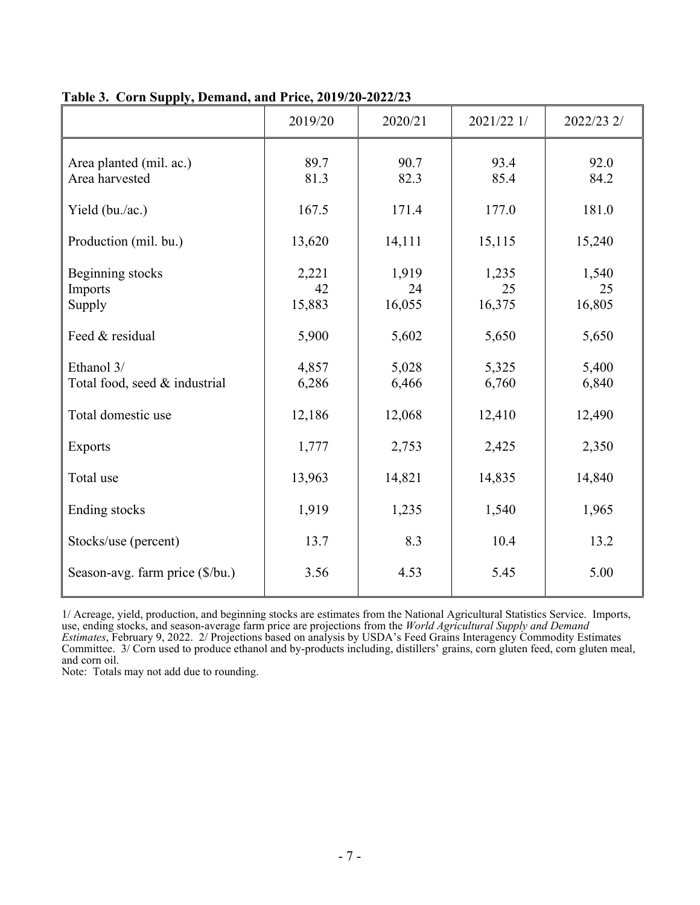**Table 3. Corn Supply, Demand, and Price, 2019/20-2022/23**

| | 2019/20 | 2020/21 | 2021/22 1/ | 2022/23 2/ |
|---|---|---|---|---|
| Area planted (mil. ac.) | 89.7 | 90.7 | 93.4 | 92.0 |
| Area harvested | 81.3 | 82.3 | 85.4 | 84.2 |
| Yield (bu./ac.) | 167.5 | 171.4 | 177.0 | 181.0 |
| Production (mil. bu.) | 13,620 | 14,111 | 15,115 | 15,240 |
| Beginning stocks | 2,221 | 1,919 | 1,235 | 1,540 |
| Imports | 42 | 24 | 25 | 25 |
| Supply | 15,883 | 16,055 | 16,375 | 16,805 |
| Feed & residual | 5,900 | 5,602 | 5,650 | 5,650 |
| Ethanol 3/ | 4,857 | 5,028 | 5,325 | 5,400 |
| Total food, seed & industrial | 6,286 | 6,466 | 6,760 | 6,840 |
| Total domestic use | 12,186 | 12,068 | 12,410 | 12,490 |
| Exports | 1,777 | 2,753 | 2,425 | 2,350 |
| Total use | 13,963 | 14,821 | 14,835 | 14,840 |
| Ending stocks | 1,919 | 1,235 | 1,540 | 1,965 |
| Stocks/use (percent) | 13.7 | 8.3 | 10.4 | 13.2 |
| Season-avg. farm price ($/bu.) | 3.56 | 4.53 | 5.45 | 5.00 |

1/ Acreage, yield, production, and beginning stocks are estimates from the National Agricultural Statistics Service. Imports, use, ending stocks, and season-average farm price are projections from the *World Agricultural Supply and Demand Estimates*, February 9, 2022. 2/ Projections based on analysis by USDA's Feed Grains Interagency Commodity Estimates Committee. 3/ Corn used to produce ethanol and by-products including, distillers' grains, corn gluten feed, corn gluten meal, and corn oil.

Note: Totals may not add due to rounding.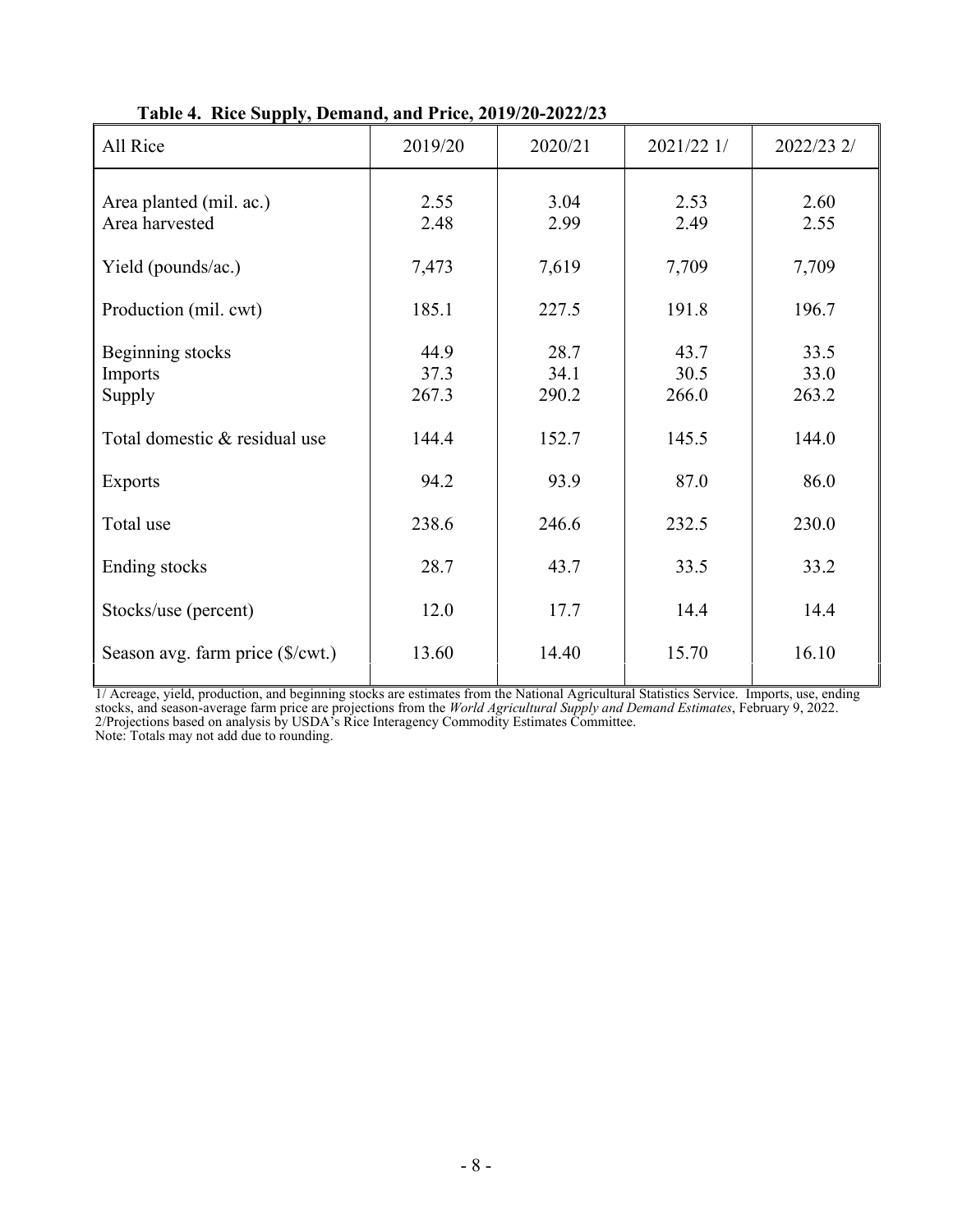**Table 4. Rice Supply, Demand, and Price, 2019/20-2022/23**

| All Rice | 2019/20 | 2020/21 | 2021/22 1/ | 2022/23 2/ |
|---|---|---|---|---|
| Area planted (mil. ac.) | 2.55 | 3.04 | 2.53 | 2.60 |
| Area harvested | 2.48 | 2.99 | 2.49 | 2.55 |
| Yield (pounds/ac.) | 7,473 | 7,619 | 7,709 | 7,709 |
| Production (mil. cwt) | 185.1 | 227.5 | 191.8 | 196.7 |
| Beginning stocks | 44.9 | 28.7 | 43.7 | 33.5 |
| Imports | 37.3 | 34.1 | 30.5 | 33.0 |
| Supply | 267.3 | 290.2 | 266.0 | 263.2 |
| Total domestic & residual use | 144.4 | 152.7 | 145.5 | 144.0 |
| Exports | 94.2 | 93.9 | 87.0 | 86.0 |
| Total use | 238.6 | 246.6 | 232.5 | 230.0 |
| Ending stocks | 28.7 | 43.7 | 33.5 | 33.2 |
| Stocks/use (percent) | 12.0 | 17.7 | 14.4 | 14.4 |
| Season avg. farm price ($/cwt.) | 13.60 | 14.40 | 15.70 | 16.10 |

1/ Acreage, yield, production, and beginning stocks are estimates from the National Agricultural Statistics Service. Imports, use, ending stocks, and season-average farm price are projections from the *World Agricultural Supply and Demand Estimates*, February 9, 2022.
2/Projections based on analysis by USDA's Rice Interagency Commodity Estimates Committee.
Note: Totals may not add due to rounding.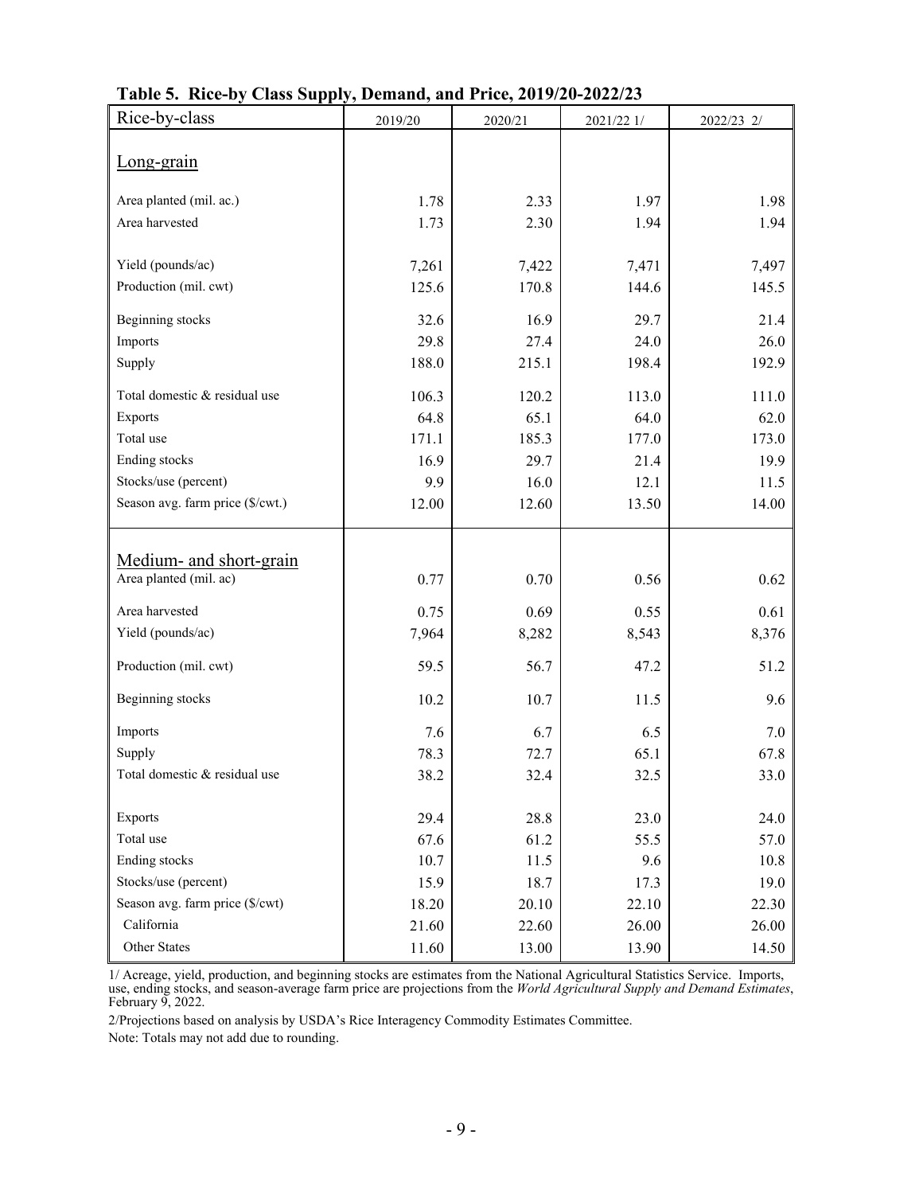**Table 5. Rice-by Class Supply, Demand, and Price, 2019/20-2022/23**

| Rice-by-class | 2019/20 | 2020/21 | 2021/22 1/ | 2022/23 2/ |
|---|---|---|---|---|
| Long-grain | | | | |
| Area planted (mil. ac.) | 1.78 | 2.33 | 1.97 | 1.98 |
| Area harvested | 1.73 | 2.30 | 1.94 | 1.94 |
| Yield (pounds/ac) | 7,261 | 7,422 | 7,471 | 7,497 |
| Production (mil. cwt) | 125.6 | 170.8 | 144.6 | 145.5 |
| Beginning stocks | 32.6 | 16.9 | 29.7 | 21.4 |
| Imports | 29.8 | 27.4 | 24.0 | 26.0 |
| Supply | 188.0 | 215.1 | 198.4 | 192.9 |
| Total domestic & residual use | 106.3 | 120.2 | 113.0 | 111.0 |
| Exports | 64.8 | 65.1 | 64.0 | 62.0 |
| Total use | 171.1 | 185.3 | 177.0 | 173.0 |
| Ending stocks | 16.9 | 29.7 | 21.4 | 19.9 |
| Stocks/use (percent) | 9.9 | 16.0 | 12.1 | 11.5 |
| Season avg. farm price ($/cwt.) | 12.00 | 12.60 | 13.50 | 14.00 |
| Medium- and short-grain | | | | |
| Area planted (mil. ac) | 0.77 | 0.70 | 0.56 | 0.62 |
| Area harvested | 0.75 | 0.69 | 0.55 | 0.61 |
| Yield (pounds/ac) | 7,964 | 8,282 | 8,543 | 8,376 |
| Production (mil. cwt) | 59.5 | 56.7 | 47.2 | 51.2 |
| Beginning stocks | 10.2 | 10.7 | 11.5 | 9.6 |
| Imports | 7.6 | 6.7 | 6.5 | 7.0 |
| Supply | 78.3 | 72.7 | 65.1 | 67.8 |
| Total domestic & residual use | 38.2 | 32.4 | 32.5 | 33.0 |
| Exports | 29.4 | 28.8 | 23.0 | 24.0 |
| Total use | 67.6 | 61.2 | 55.5 | 57.0 |
| Ending stocks | 10.7 | 11.5 | 9.6 | 10.8 |
| Stocks/use (percent) | 15.9 | 18.7 | 17.3 | 19.0 |
| Season avg. farm price ($/cwt) | 18.20 | 20.10 | 22.10 | 22.30 |
| California | 21.60 | 22.60 | 26.00 | 26.00 |
| Other States | 11.60 | 13.00 | 13.90 | 14.50 |

1/ Acreage, yield, production, and beginning stocks are estimates from the National Agricultural Statistics Service. Imports, use, ending stocks, and season-average farm price are projections from the *World Agricultural Supply and Demand Estimates*, February 9, 2022.

2/Projections based on analysis by USDA's Rice Interagency Commodity Estimates Committee.

Note: Totals may not add due to rounding.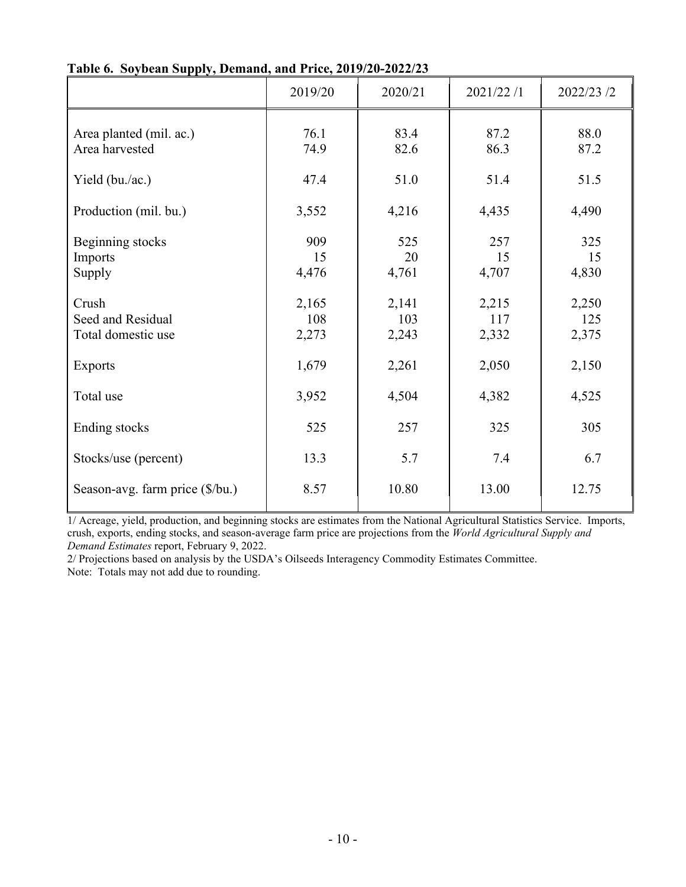**Table 6. Soybean Supply, Demand, and Price, 2019/20-2022/23**

| | 2019/20 | 2020/21 | 2021/22 /1 | 2022/23 /2 |
|---|---|---|---|---|
| Area planted (mil. ac.) | 76.1 | 83.4 | 87.2 | 88.0 |
| Area harvested | 74.9 | 82.6 | 86.3 | 87.2 |
| Yield (bu./ac.) | 47.4 | 51.0 | 51.4 | 51.5 |
| Production (mil. bu.) | 3,552 | 4,216 | 4,435 | 4,490 |
| Beginning stocks | 909 | 525 | 257 | 325 |
| Imports | 15 | 20 | 15 | 15 |
| Supply | 4,476 | 4,761 | 4,707 | 4,830 |
| Crush | 2,165 | 2,141 | 2,215 | 2,250 |
| Seed and Residual | 108 | 103 | 117 | 125 |
| Total domestic use | 2,273 | 2,243 | 2,332 | 2,375 |
| Exports | 1,679 | 2,261 | 2,050 | 2,150 |
| Total use | 3,952 | 4,504 | 4,382 | 4,525 |
| Ending stocks | 525 | 257 | 325 | 305 |
| Stocks/use (percent) | 13.3 | 5.7 | 7.4 | 6.7 |
| Season-avg. farm price ($/bu.) | 8.57 | 10.80 | 13.00 | 12.75 |

1/ Acreage, yield, production, and beginning stocks are estimates from the National Agricultural Statistics Service. Imports, crush, exports, ending stocks, and season-average farm price are projections from the *World Agricultural Supply and Demand Estimates* report, February 9, 2022.
2/ Projections based on analysis by the USDA's Oilseeds Interagency Commodity Estimates Committee.
Note: Totals may not add due to rounding.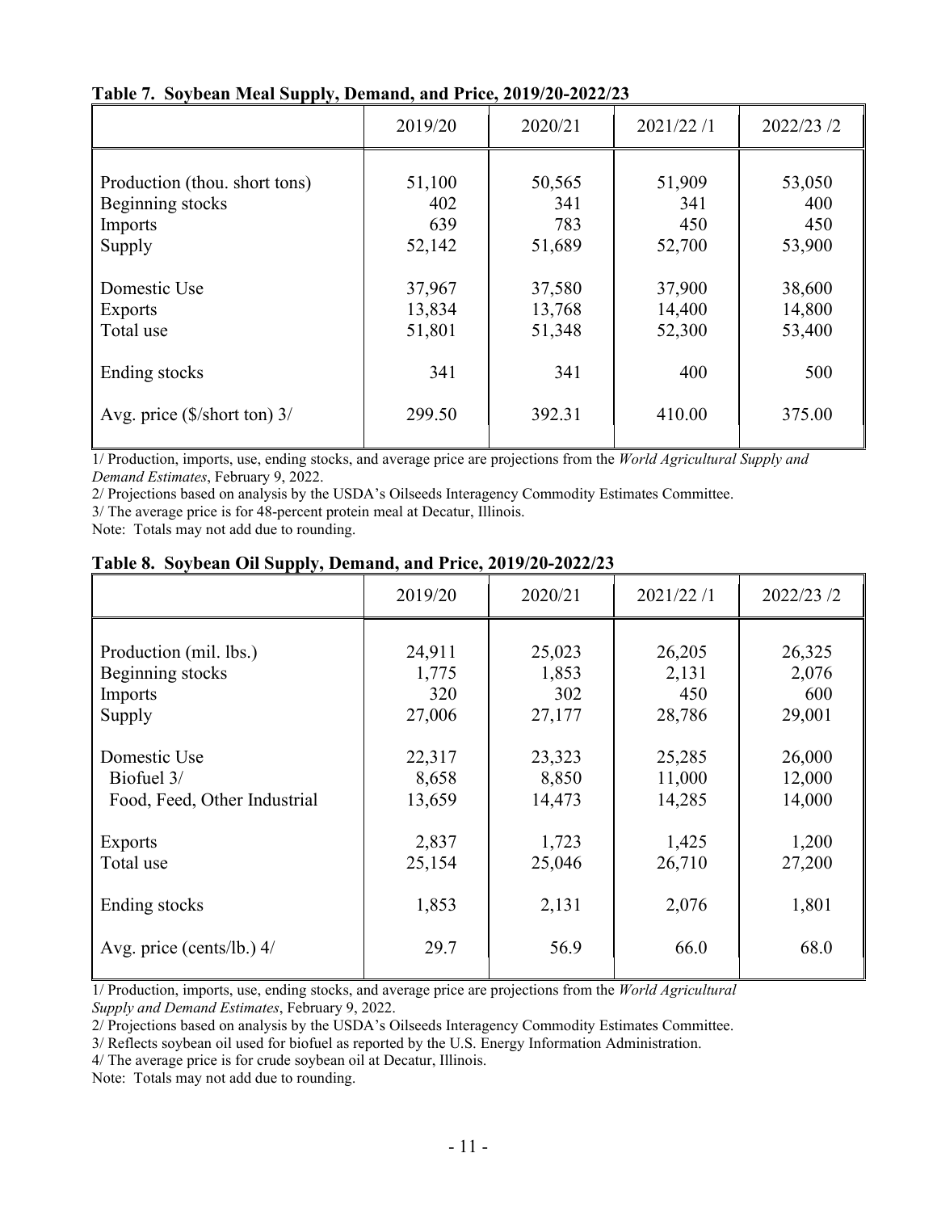**Table 7. Soybean Meal Supply, Demand, and Price, 2019/20-2022/23**

| | 2019/20 | 2020/21 | 2021/22 /1 | 2022/23 /2 |
|---|---|---|---|---|
| Production (thou. short tons) | 51,100 | 50,565 | 51,909 | 53,050 |
| Beginning stocks | 402 | 341 | 341 | 400 |
| Imports | 639 | 783 | 450 | 450 |
| Supply | 52,142 | 51,689 | 52,700 | 53,900 |
| Domestic Use | 37,967 | 37,580 | 37,900 | 38,600 |
| Exports | 13,834 | 13,768 | 14,400 | 14,800 |
| Total use | 51,801 | 51,348 | 52,300 | 53,400 |
| Ending stocks | 341 | 341 | 400 | 500 |
| Avg. price ($/short ton) 3/ | 299.50 | 392.31 | 410.00 | 375.00 |

1/ Production, imports, use, ending stocks, and average price are projections from the *World Agricultural Supply and Demand Estimates*, February 9, 2022.
2/ Projections based on analysis by the USDA's Oilseeds Interagency Commodity Estimates Committee.
3/ The average price is for 48-percent protein meal at Decatur, Illinois.
Note: Totals may not add due to rounding.

**Table 8. Soybean Oil Supply, Demand, and Price, 2019/20-2022/23**

| | 2019/20 | 2020/21 | 2021/22 /1 | 2022/23 /2 |
|---|---|---|---|---|
| Production (mil. lbs.) | 24,911 | 25,023 | 26,205 | 26,325 |
| Beginning stocks | 1,775 | 1,853 | 2,131 | 2,076 |
| Imports | 320 | 302 | 450 | 600 |
| Supply | 27,006 | 27,177 | 28,786 | 29,001 |
| Domestic Use | 22,317 | 23,323 | 25,285 | 26,000 |
| Biofuel 3/ | 8,658 | 8,850 | 11,000 | 12,000 |
| Food, Feed, Other Industrial | 13,659 | 14,473 | 14,285 | 14,000 |
| Exports | 2,837 | 1,723 | 1,425 | 1,200 |
| Total use | 25,154 | 25,046 | 26,710 | 27,200 |
| Ending stocks | 1,853 | 2,131 | 2,076 | 1,801 |
| Avg. price (cents/lb.) 4/ | 29.7 | 56.9 | 66.0 | 68.0 |

1/ Production, imports, use, ending stocks, and average price are projections from the *World Agricultural Supply and Demand Estimates*, February 9, 2022.
2/ Projections based on analysis by the USDA's Oilseeds Interagency Commodity Estimates Committee.
3/ Reflects soybean oil used for biofuel as reported by the U.S. Energy Information Administration.
4/ The average price is for crude soybean oil at Decatur, Illinois.
Note: Totals may not add due to rounding.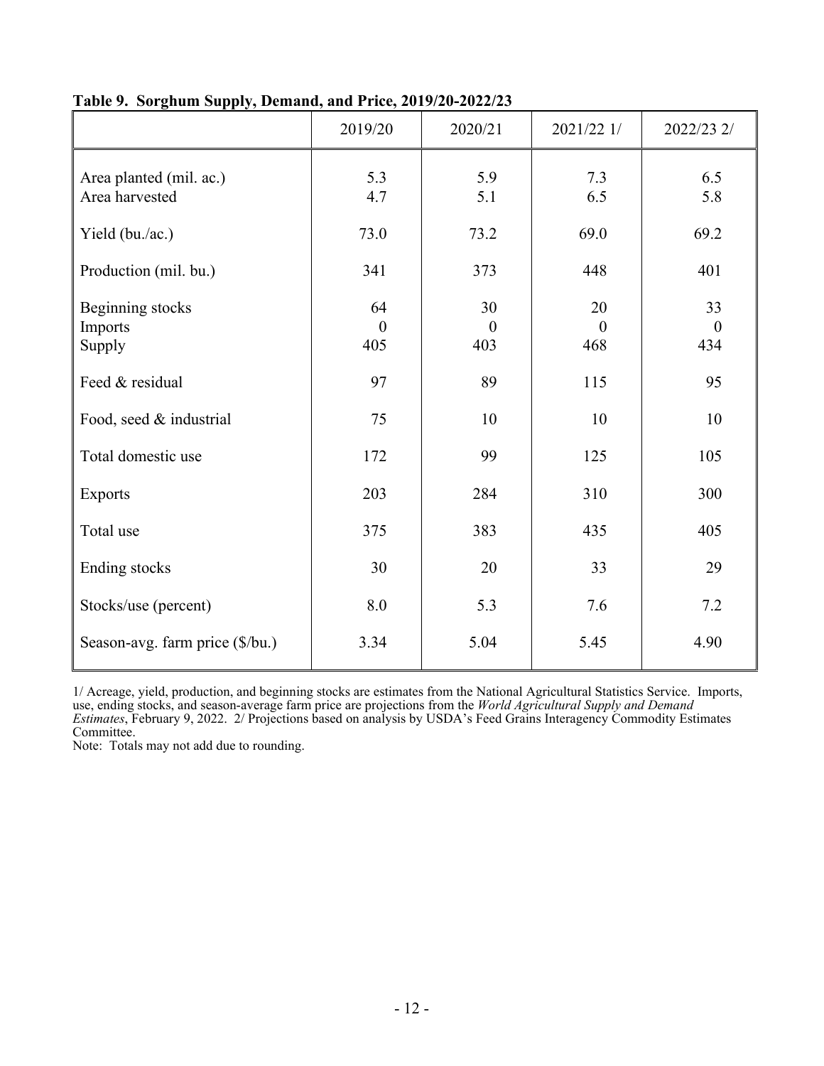**Table 9. Sorghum Supply, Demand, and Price, 2019/20-2022/23**

| | 2019/20 | 2020/21 | 2021/22 1/ | 2022/23 2/ |
|---|---|---|---|---|
| Area planted (mil. ac.) | 5.3 | 5.9 | 7.3 | 6.5 |
| Area harvested | 4.7 | 5.1 | 6.5 | 5.8 |
| Yield (bu./ac.) | 73.0 | 73.2 | 69.0 | 69.2 |
| Production (mil. bu.) | 341 | 373 | 448 | 401 |
| Beginning stocks | 64 | 30 | 20 | 33 |
| Imports | 0 | 0 | 0 | 0 |
| Supply | 405 | 403 | 468 | 434 |
| Feed & residual | 97 | 89 | 115 | 95 |
| Food, seed & industrial | 75 | 10 | 10 | 10 |
| Total domestic use | 172 | 99 | 125 | 105 |
| Exports | 203 | 284 | 310 | 300 |
| Total use | 375 | 383 | 435 | 405 |
| Ending stocks | 30 | 20 | 33 | 29 |
| Stocks/use (percent) | 8.0 | 5.3 | 7.6 | 7.2 |
| Season-avg. farm price ($/bu.) | 3.34 | 5.04 | 5.45 | 4.90 |

1/ Acreage, yield, production, and beginning stocks are estimates from the National Agricultural Statistics Service. Imports, use, ending stocks, and season-average farm price are projections from the *World Agricultural Supply and Demand Estimates*, February 9, 2022. 2/ Projections based on analysis by USDA's Feed Grains Interagency Commodity Estimates Committee.

Note: Totals may not add due to rounding.